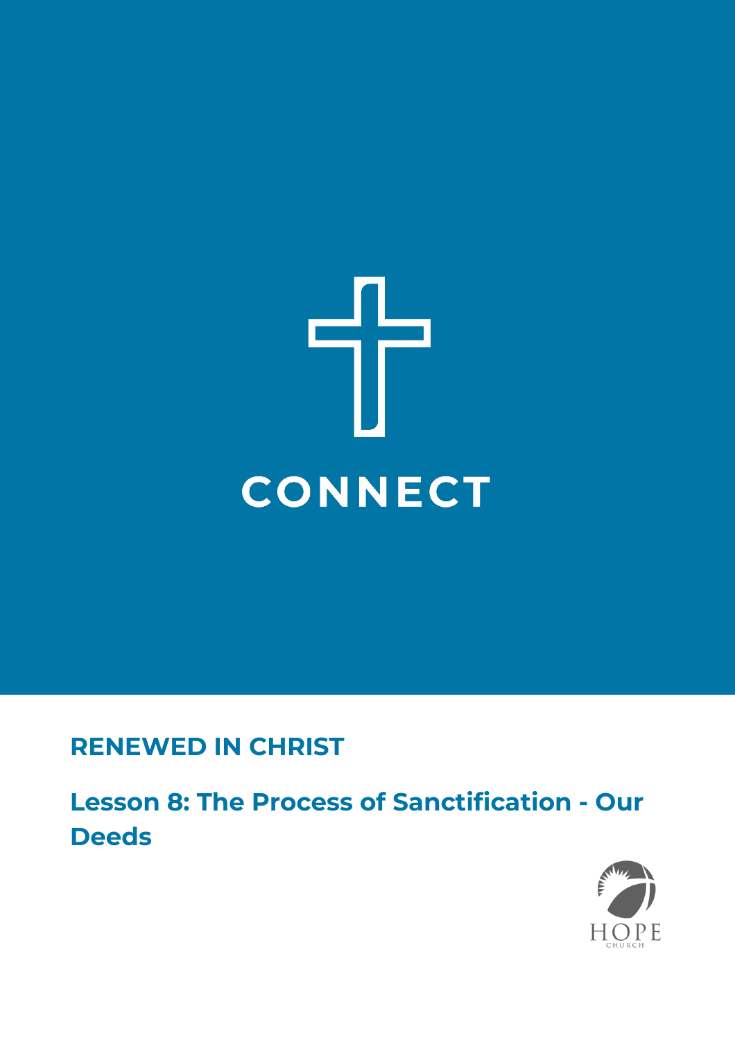CONNECT

**RENEWED IN CHRIST**

## Lesson 8: The Process of Sanctification - Our Deeds

HOPE
CHURCH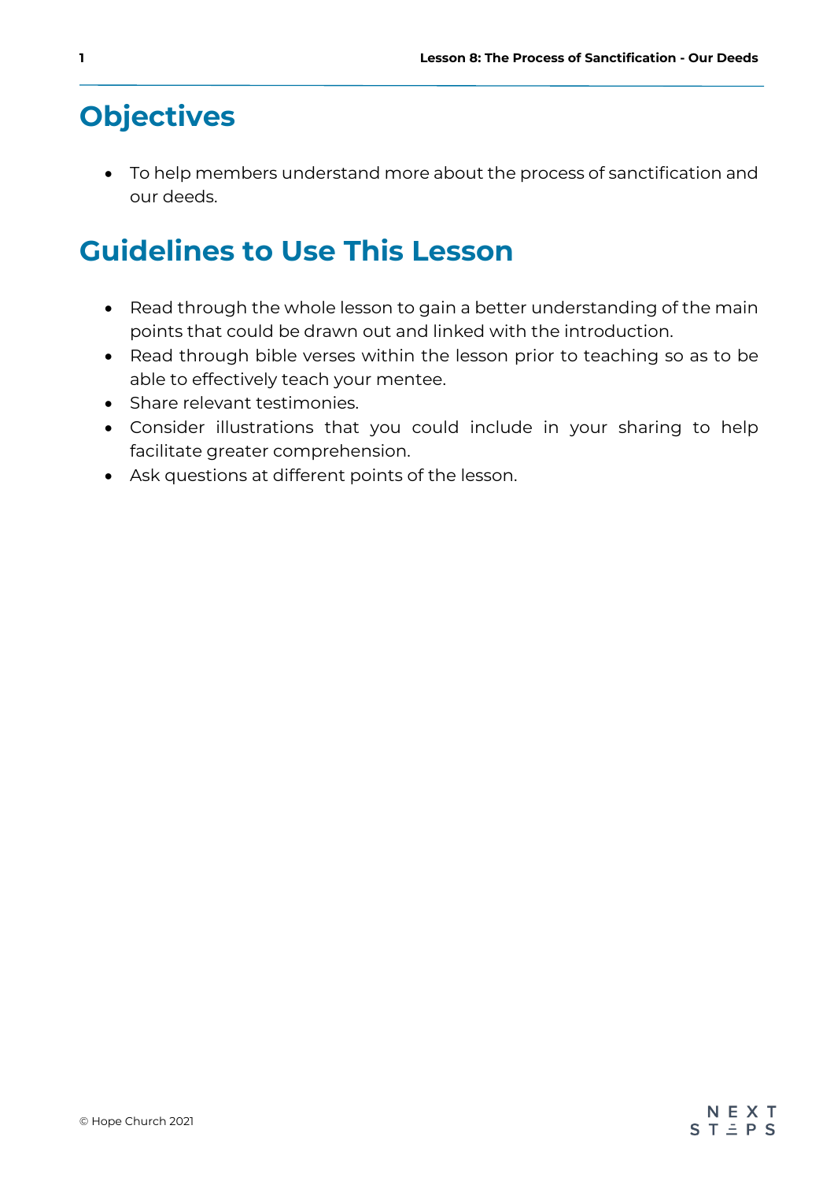# Objectives

- To help members understand more about the process of sanctification and our deeds.

# Guidelines to Use This Lesson

- Read through the whole lesson to gain a better understanding of the main points that could be drawn out and linked with the introduction.
- Read through bible verses within the lesson prior to teaching so as to be able to effectively teach your mentee.
- Share relevant testimonies.
- Consider illustrations that you could include in your sharing to help facilitate greater comprehension.
- Ask questions at different points of the lesson.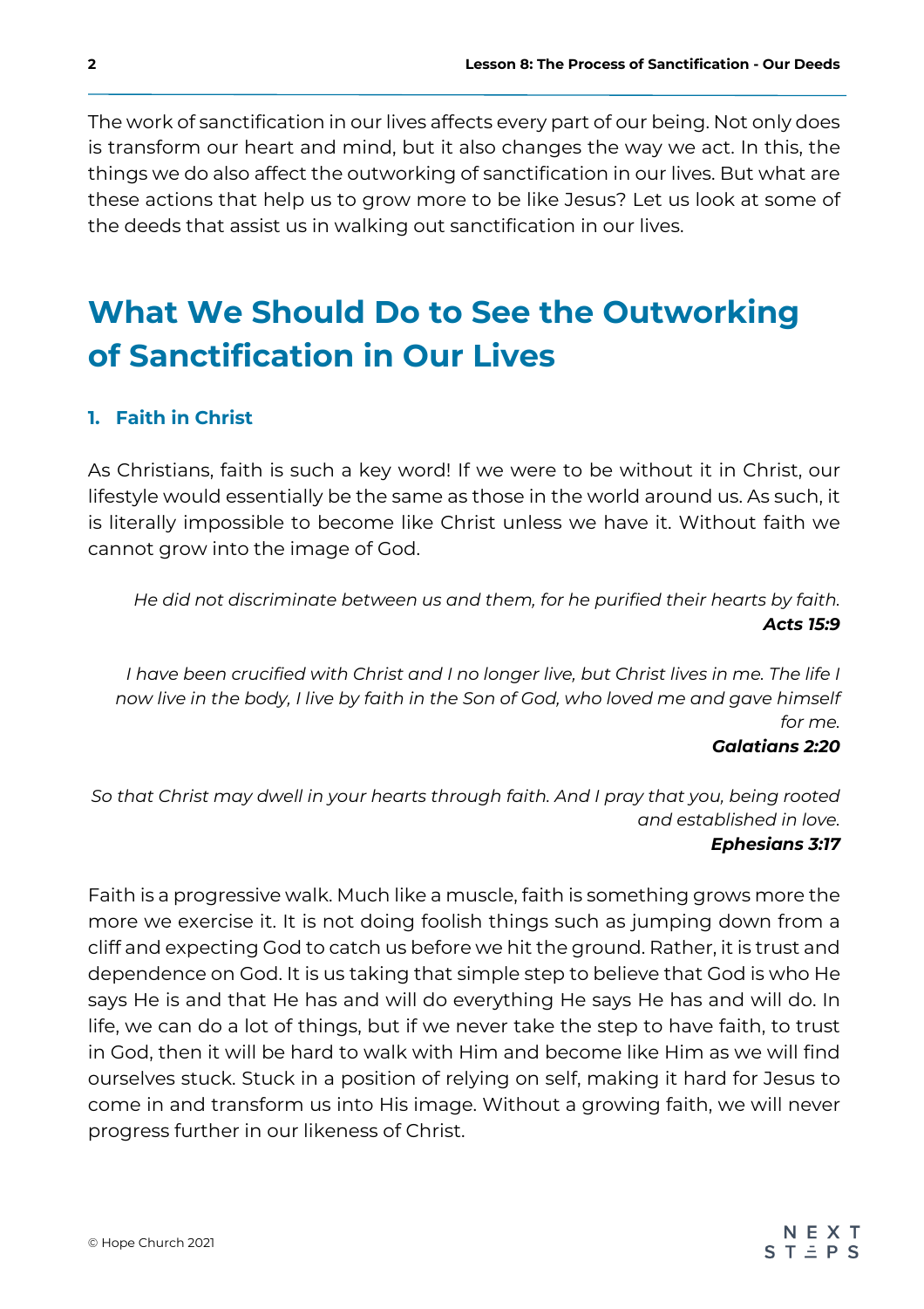The work of sanctification in our lives affects every part of our being. Not only does is transform our heart and mind, but it also changes the way we act. In this, the things we do also affect the outworking of sanctification in our lives. But what are these actions that help us to grow more to be like Jesus? Let us look at some of the deeds that assist us in walking out sanctification in our lives.

# What We Should Do to See the Outworking of Sanctification in Our Lives

### 1. Faith in Christ

As Christians, faith is such a key word! If we were to be without it in Christ, our lifestyle would essentially be the same as those in the world around us. As such, it is literally impossible to become like Christ unless we have it. Without faith we cannot grow into the image of God.

> *He did not discriminate between us and them, for he purified their hearts by faith.*
> ***Acts 15:9***

> *I have been crucified with Christ and I no longer live, but Christ lives in me. The life I now live in the body, I live by faith in the Son of God, who loved me and gave himself for me.*
> ***Galatians 2:20***

> *So that Christ may dwell in your hearts through faith. And I pray that you, being rooted and established in love.*
> ***Ephesians 3:17***

Faith is a progressive walk. Much like a muscle, faith is something grows more the more we exercise it. It is not doing foolish things such as jumping down from a cliff and expecting God to catch us before we hit the ground. Rather, it is trust and dependence on God. It is us taking that simple step to believe that God is who He says He is and that He has and will do everything He says He has and will do. In life, we can do a lot of things, but if we never take the step to have faith, to trust in God, then it will be hard to walk with Him and become like Him as we will find ourselves stuck. Stuck in a position of relying on self, making it hard for Jesus to come in and transform us into His image. Without a growing faith, we will never progress further in our likeness of Christ.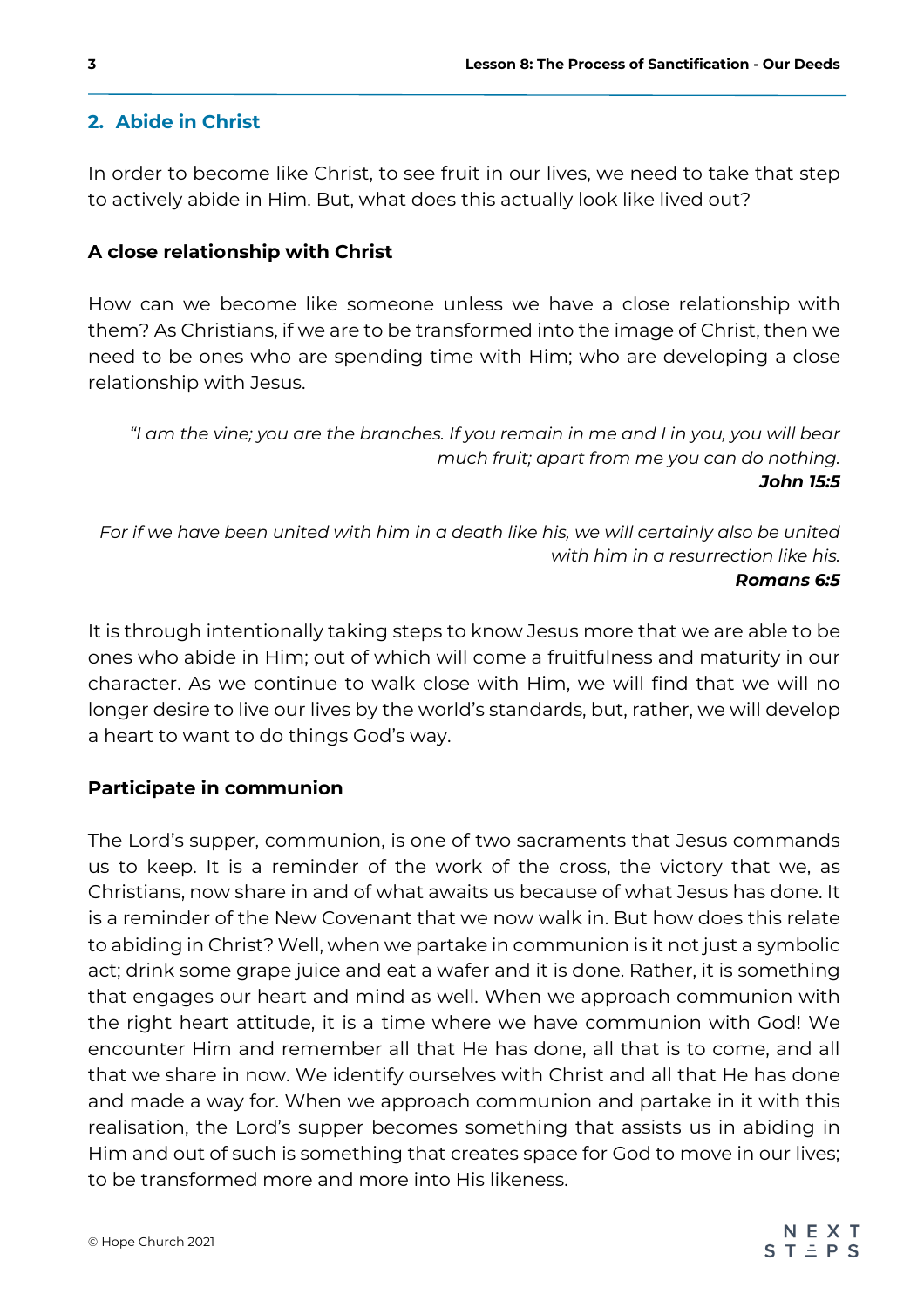## 2. Abide in Christ

In order to become like Christ, to see fruit in our lives, we need to take that step to actively abide in Him. But, what does this actually look like lived out?

### A close relationship with Christ

How can we become like someone unless we have a close relationship with them? As Christians, if we are to be transformed into the image of Christ, then we need to be ones who are spending time with Him; who are developing a close relationship with Jesus.

> *"I am the vine; you are the branches. If you remain in me and I in you, you will bear much fruit; apart from me you can do nothing.*
> ***John 15:5***

> *For if we have been united with him in a death like his, we will certainly also be united with him in a resurrection like his.*
> ***Romans 6:5***

It is through intentionally taking steps to know Jesus more that we are able to be ones who abide in Him; out of which will come a fruitfulness and maturity in our character. As we continue to walk close with Him, we will find that we will no longer desire to live our lives by the world's standards, but, rather, we will develop a heart to want to do things God's way.

### Participate in communion

The Lord's supper, communion, is one of two sacraments that Jesus commands us to keep. It is a reminder of the work of the cross, the victory that we, as Christians, now share in and of what awaits us because of what Jesus has done. It is a reminder of the New Covenant that we now walk in. But how does this relate to abiding in Christ? Well, when we partake in communion is it not just a symbolic act; drink some grape juice and eat a wafer and it is done. Rather, it is something that engages our heart and mind as well. When we approach communion with the right heart attitude, it is a time where we have communion with God! We encounter Him and remember all that He has done, all that is to come, and all that we share in now. We identify ourselves with Christ and all that He has done and made a way for. When we approach communion and partake in it with this realisation, the Lord's supper becomes something that assists us in abiding in Him and out of such is something that creates space for God to move in our lives; to be transformed more and more into His likeness.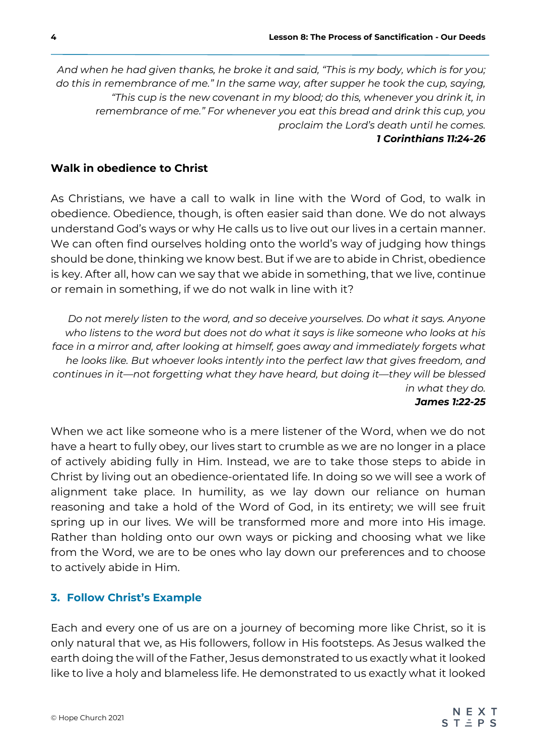*And when he had given thanks, he broke it and said, "This is my body, which is for you; do this in remembrance of me." In the same way, after supper he took the cup, saying, "This cup is the new covenant in my blood; do this, whenever you drink it, in remembrance of me." For whenever you eat this bread and drink this cup, you proclaim the Lord's death until he comes.*
***1 Corinthians 11:24-26***

### Walk in obedience to Christ

As Christians, we have a call to walk in line with the Word of God, to walk in obedience. Obedience, though, is often easier said than done. We do not always understand God's ways or why He calls us to live out our lives in a certain manner. We can often find ourselves holding onto the world's way of judging how things should be done, thinking we know best. But if we are to abide in Christ, obedience is key. After all, how can we say that we abide in something, that we live, continue or remain in something, if we do not walk in line with it?

*Do not merely listen to the word, and so deceive yourselves. Do what it says. Anyone who listens to the word but does not do what it says is like someone who looks at his face in a mirror and, after looking at himself, goes away and immediately forgets what he looks like. But whoever looks intently into the perfect law that gives freedom, and continues in it—not forgetting what they have heard, but doing it—they will be blessed in what they do.*
***James 1:22-25***

When we act like someone who is a mere listener of the Word, when we do not have a heart to fully obey, our lives start to crumble as we are no longer in a place of actively abiding fully in Him. Instead, we are to take those steps to abide in Christ by living out an obedience-orientated life. In doing so we will see a work of alignment take place. In humility, as we lay down our reliance on human reasoning and take a hold of the Word of God, in its entirety; we will see fruit spring up in our lives. We will be transformed more and more into His image. Rather than holding onto our own ways or picking and choosing what we like from the Word, we are to be ones who lay down our preferences and to choose to actively abide in Him.

## 3. Follow Christ's Example

Each and every one of us are on a journey of becoming more like Christ, so it is only natural that we, as His followers, follow in His footsteps. As Jesus walked the earth doing the will of the Father, Jesus demonstrated to us exactly what it looked like to live a holy and blameless life. He demonstrated to us exactly what it looked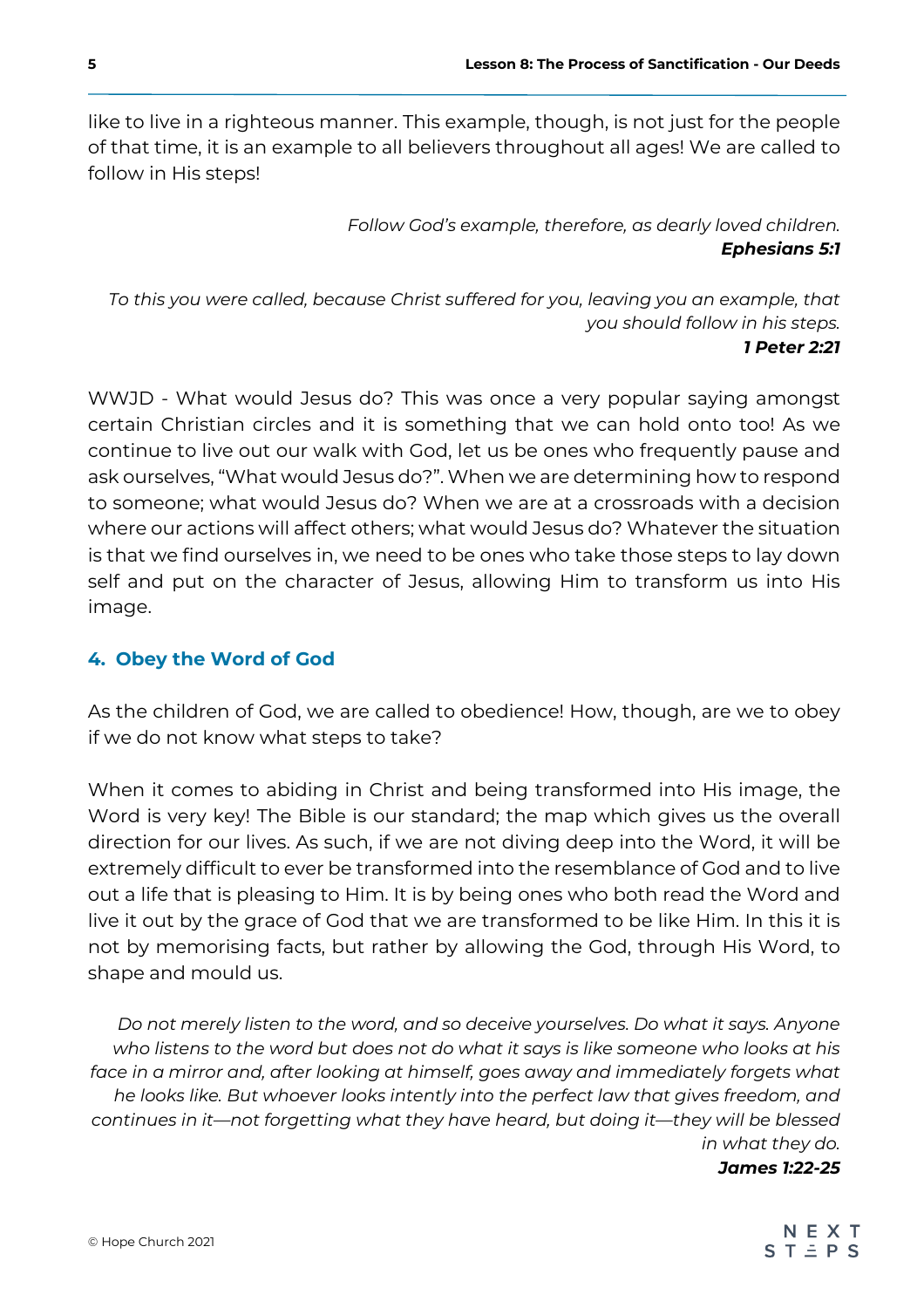like to live in a righteous manner. This example, though, is not just for the people of that time, it is an example to all believers throughout all ages! We are called to follow in His steps!

*Follow God's example, therefore, as dearly loved children.*
***Ephesians 5:1***

*To this you were called, because Christ suffered for you, leaving you an example, that you should follow in his steps.*
***1 Peter 2:21***

WWJD - What would Jesus do? This was once a very popular saying amongst certain Christian circles and it is something that we can hold onto too! As we continue to live out our walk with God, let us be ones who frequently pause and ask ourselves, "What would Jesus do?". When we are determining how to respond to someone; what would Jesus do? When we are at a crossroads with a decision where our actions will affect others; what would Jesus do? Whatever the situation is that we find ourselves in, we need to be ones who take those steps to lay down self and put on the character of Jesus, allowing Him to transform us into His image.

### 4. Obey the Word of God

As the children of God, we are called to obedience! How, though, are we to obey if we do not know what steps to take?

When it comes to abiding in Christ and being transformed into His image, the Word is very key! The Bible is our standard; the map which gives us the overall direction for our lives. As such, if we are not diving deep into the Word, it will be extremely difficult to ever be transformed into the resemblance of God and to live out a life that is pleasing to Him. It is by being ones who both read the Word and live it out by the grace of God that we are transformed to be like Him. In this it is not by memorising facts, but rather by allowing the God, through His Word, to shape and mould us.

*Do not merely listen to the word, and so deceive yourselves. Do what it says. Anyone who listens to the word but does not do what it says is like someone who looks at his face in a mirror and, after looking at himself, goes away and immediately forgets what he looks like. But whoever looks intently into the perfect law that gives freedom, and continues in it—not forgetting what they have heard, but doing it—they will be blessed in what they do.*
***James 1:22-25***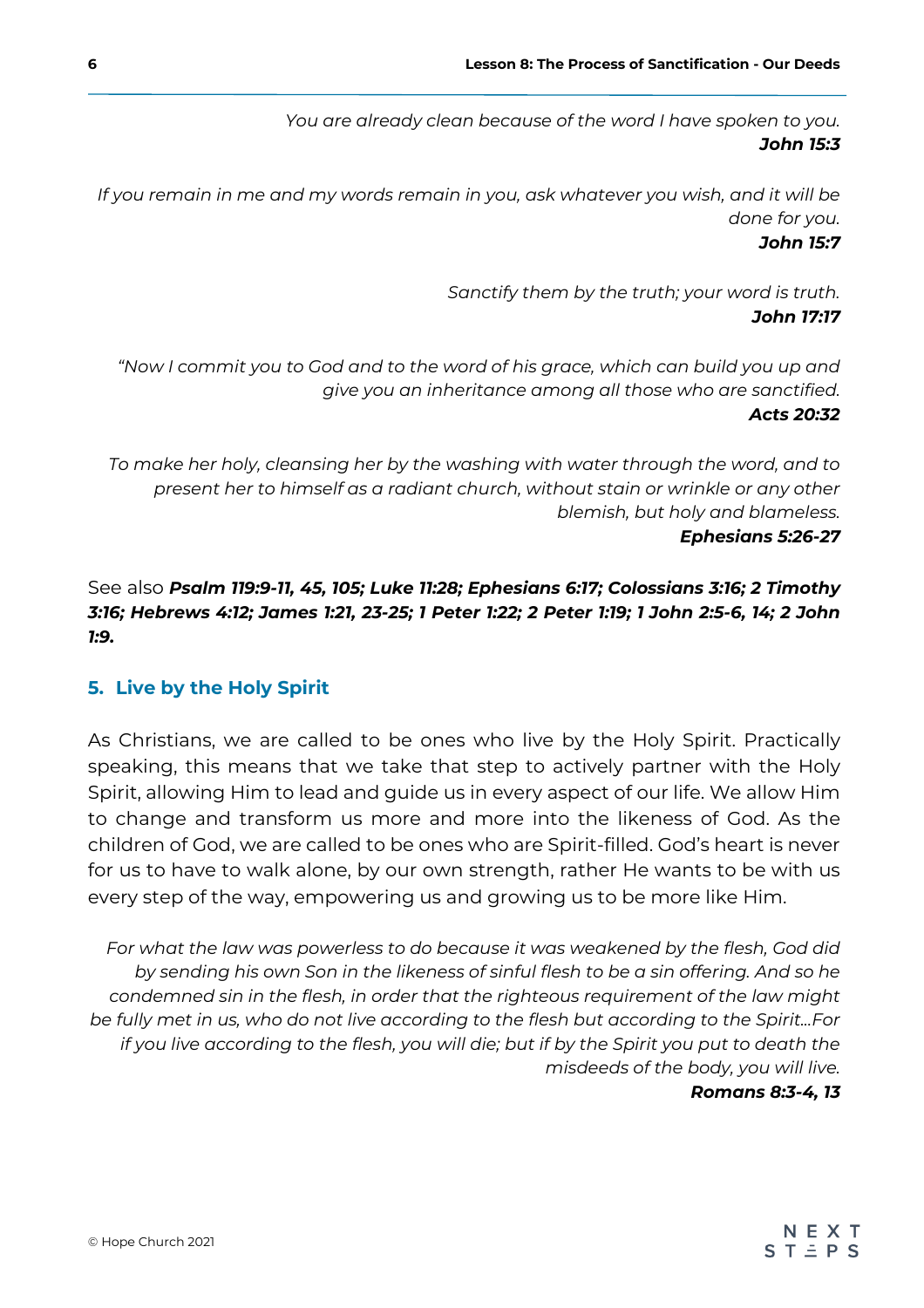*You are already clean because of the word I have spoken to you.*
***John 15:3***

*If you remain in me and my words remain in you, ask whatever you wish, and it will be done for you.*
***John 15:7***

*Sanctify them by the truth; your word is truth.*
***John 17:17***

*"Now I commit you to God and to the word of his grace, which can build you up and give you an inheritance among all those who are sanctified.*
***Acts 20:32***

*To make her holy, cleansing her by the washing with water through the word, and to present her to himself as a radiant church, without stain or wrinkle or any other blemish, but holy and blameless.*
***Ephesians 5:26-27***

See also ***Psalm 119:9-11, 45, 105; Luke 11:28; Ephesians 6:17; Colossians 3:16; 2 Timothy 3:16; Hebrews 4:12; James 1:21, 23-25; 1 Peter 1:22; 2 Peter 1:19; 1 John 2:5-6, 14; 2 John 1:9.***

### 5. Live by the Holy Spirit

As Christians, we are called to be ones who live by the Holy Spirit. Practically speaking, this means that we take that step to actively partner with the Holy Spirit, allowing Him to lead and guide us in every aspect of our life. We allow Him to change and transform us more and more into the likeness of God. As the children of God, we are called to be ones who are Spirit-filled. God's heart is never for us to have to walk alone, by our own strength, rather He wants to be with us every step of the way, empowering us and growing us to be more like Him.

*For what the law was powerless to do because it was weakened by the flesh, God did by sending his own Son in the likeness of sinful flesh to be a sin offering. And so he condemned sin in the flesh, in order that the righteous requirement of the law might be fully met in us, who do not live according to the flesh but according to the Spirit…For if you live according to the flesh, you will die; but if by the Spirit you put to death the misdeeds of the body, you will live.*
***Romans 8:3-4, 13***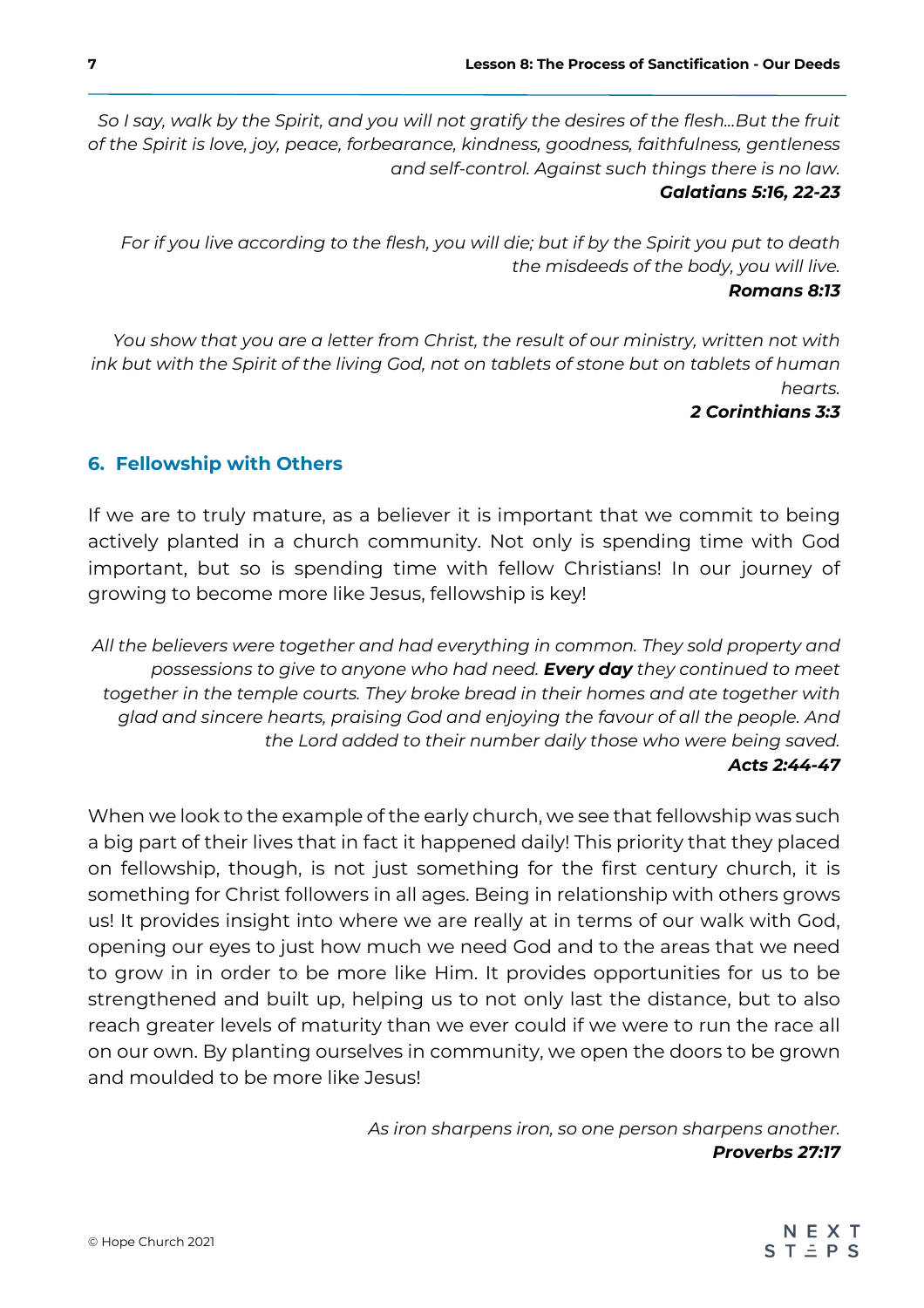*So I say, walk by the Spirit, and you will not gratify the desires of the flesh…But the fruit of the Spirit is love, joy, peace, forbearance, kindness, goodness, faithfulness, gentleness and self-control. Against such things there is no law.*
***Galatians 5:16, 22-23***

*For if you live according to the flesh, you will die; but if by the Spirit you put to death the misdeeds of the body, you will live.*
***Romans 8:13***

*You show that you are a letter from Christ, the result of our ministry, written not with ink but with the Spirit of the living God, not on tablets of stone but on tablets of human hearts.*
***2 Corinthians 3:3***

## 6. Fellowship with Others

If we are to truly mature, as a believer it is important that we commit to being actively planted in a church community. Not only is spending time with God important, but so is spending time with fellow Christians! In our journey of growing to become more like Jesus, fellowship is key!

*All the believers were together and had everything in common. They sold property and possessions to give to anyone who had need.* ***Every day*** *they continued to meet together in the temple courts. They broke bread in their homes and ate together with glad and sincere hearts, praising God and enjoying the favour of all the people. And the Lord added to their number daily those who were being saved.*
***Acts 2:44-47***

When we look to the example of the early church, we see that fellowship was such a big part of their lives that in fact it happened daily! This priority that they placed on fellowship, though, is not just something for the first century church, it is something for Christ followers in all ages. Being in relationship with others grows us! It provides insight into where we are really at in terms of our walk with God, opening our eyes to just how much we need God and to the areas that we need to grow in in order to be more like Him. It provides opportunities for us to be strengthened and built up, helping us to not only last the distance, but to also reach greater levels of maturity than we ever could if we were to run the race all on our own. By planting ourselves in community, we open the doors to be grown and moulded to be more like Jesus!

*As iron sharpens iron, so one person sharpens another.*
***Proverbs 27:17***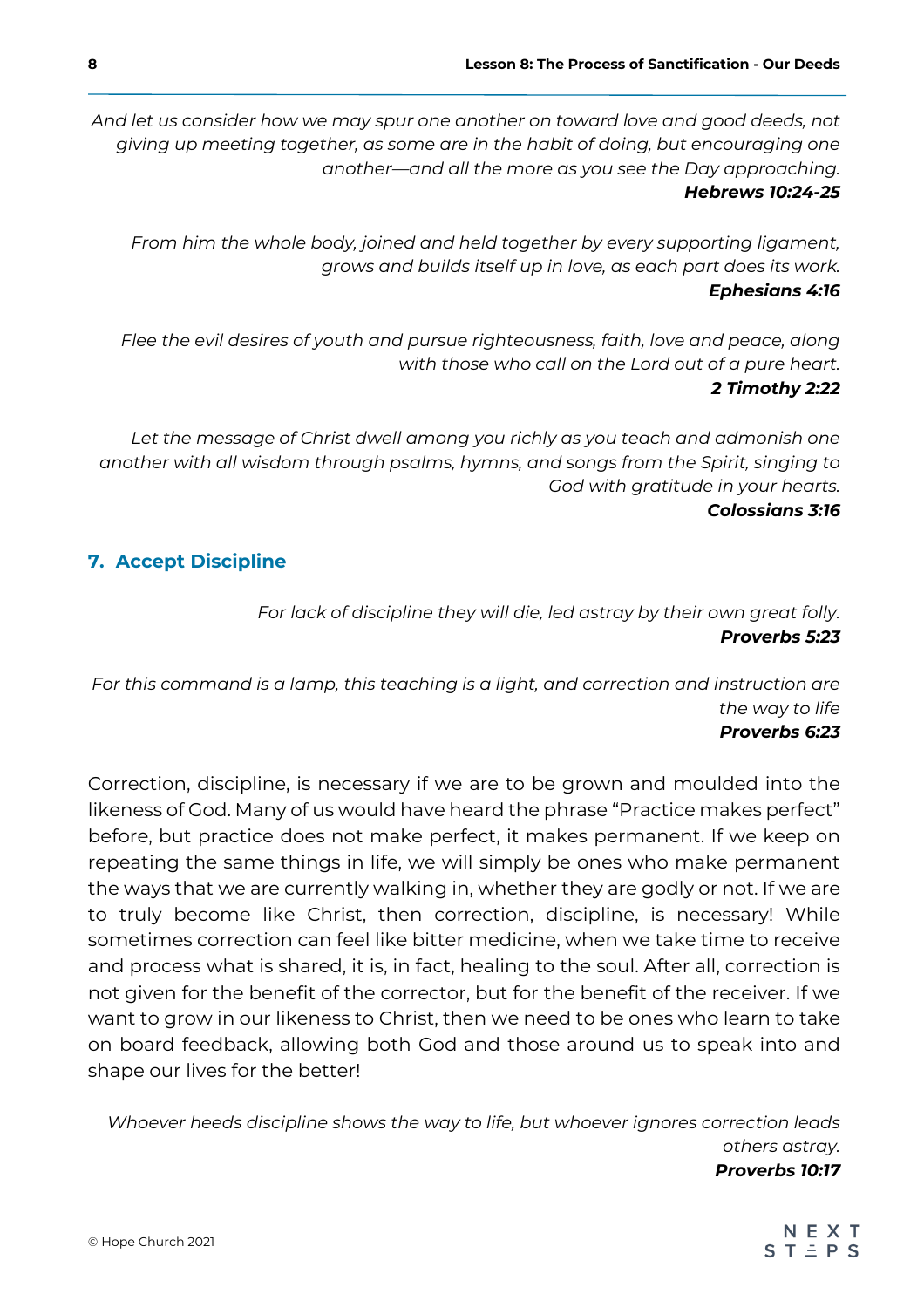*And let us consider how we may spur one another on toward love and good deeds, not giving up meeting together, as some are in the habit of doing, but encouraging one another—and all the more as you see the Day approaching.*
***Hebrews 10:24-25***

*From him the whole body, joined and held together by every supporting ligament, grows and builds itself up in love, as each part does its work.*
***Ephesians 4:16***

*Flee the evil desires of youth and pursue righteousness, faith, love and peace, along with those who call on the Lord out of a pure heart.*
***2 Timothy 2:22***

*Let the message of Christ dwell among you richly as you teach and admonish one another with all wisdom through psalms, hymns, and songs from the Spirit, singing to God with gratitude in your hearts.*
***Colossians 3:16***

## 7. Accept Discipline

*For lack of discipline they will die, led astray by their own great folly.*
***Proverbs 5:23***

*For this command is a lamp, this teaching is a light, and correction and instruction are the way to life*
***Proverbs 6:23***

Correction, discipline, is necessary if we are to be grown and moulded into the likeness of God. Many of us would have heard the phrase "Practice makes perfect" before, but practice does not make perfect, it makes permanent. If we keep on repeating the same things in life, we will simply be ones who make permanent the ways that we are currently walking in, whether they are godly or not. If we are to truly become like Christ, then correction, discipline, is necessary! While sometimes correction can feel like bitter medicine, when we take time to receive and process what is shared, it is, in fact, healing to the soul. After all, correction is not given for the benefit of the corrector, but for the benefit of the receiver. If we want to grow in our likeness to Christ, then we need to be ones who learn to take on board feedback, allowing both God and those around us to speak into and shape our lives for the better!

*Whoever heeds discipline shows the way to life, but whoever ignores correction leads others astray.*
***Proverbs 10:17***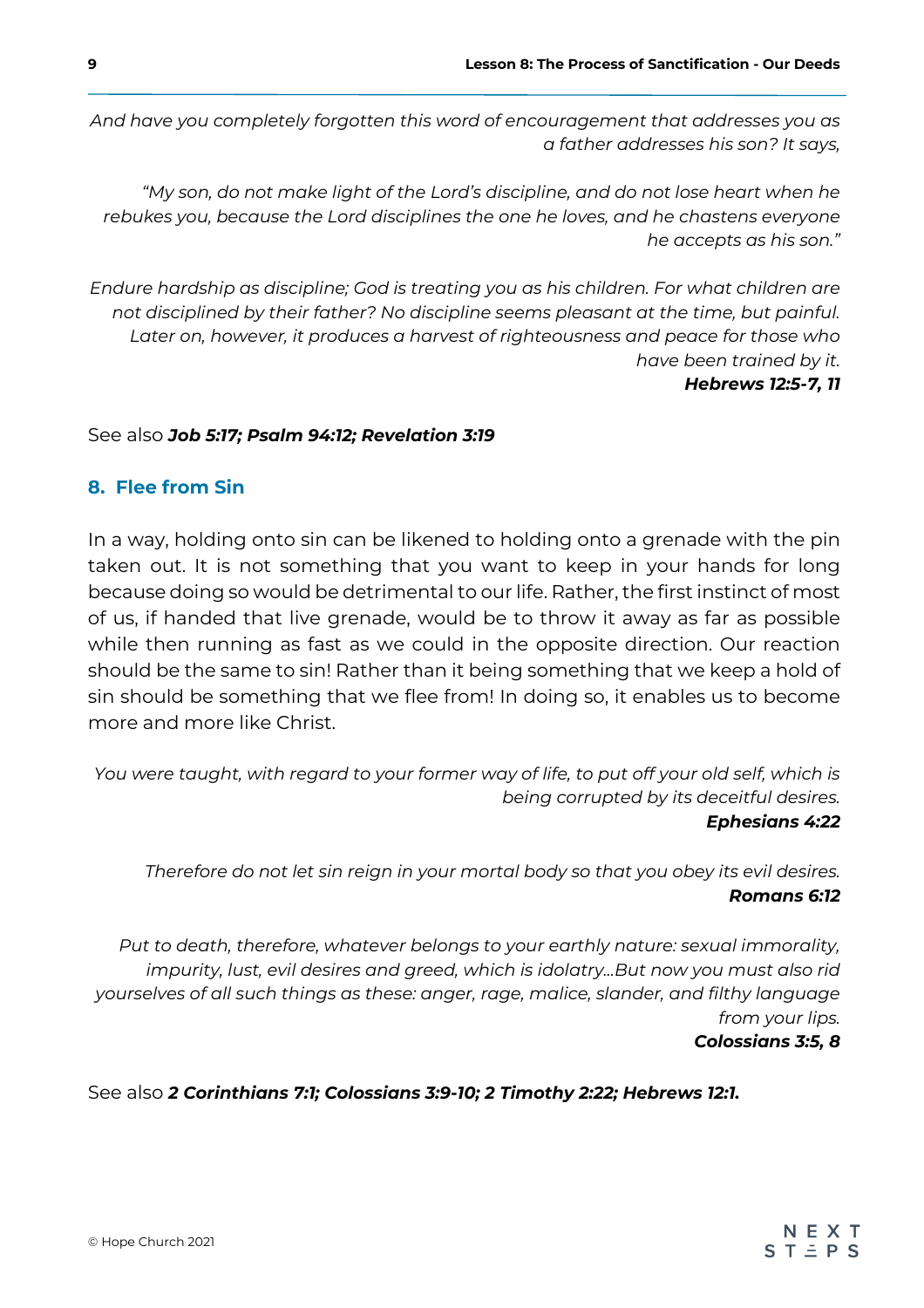*And have you completely forgotten this word of encouragement that addresses you as a father addresses his son? It says,*

*"My son, do not make light of the Lord's discipline, and do not lose heart when he rebukes you, because the Lord disciplines the one he loves, and he chastens everyone he accepts as his son."*

*Endure hardship as discipline; God is treating you as his children. For what children are not disciplined by their father? No discipline seems pleasant at the time, but painful. Later on, however, it produces a harvest of righteousness and peace for those who have been trained by it.*
***Hebrews 12:5-7, 11***

See also ***Job 5:17; Psalm 94:12; Revelation 3:19***

## 8. Flee from Sin

In a way, holding onto sin can be likened to holding onto a grenade with the pin taken out. It is not something that you want to keep in your hands for long because doing so would be detrimental to our life. Rather, the first instinct of most of us, if handed that live grenade, would be to throw it away as far as possible while then running as fast as we could in the opposite direction. Our reaction should be the same to sin! Rather than it being something that we keep a hold of sin should be something that we flee from! In doing so, it enables us to become more and more like Christ.

*You were taught, with regard to your former way of life, to put off your old self, which is being corrupted by its deceitful desires.*
***Ephesians 4:22***

*Therefore do not let sin reign in your mortal body so that you obey its evil desires.*
***Romans 6:12***

*Put to death, therefore, whatever belongs to your earthly nature: sexual immorality, impurity, lust, evil desires and greed, which is idolatry...But now you must also rid yourselves of all such things as these: anger, rage, malice, slander, and filthy language from your lips.*
***Colossians 3:5, 8***

See also ***2 Corinthians 7:1; Colossians 3:9-10; 2 Timothy 2:22; Hebrews 12:1.***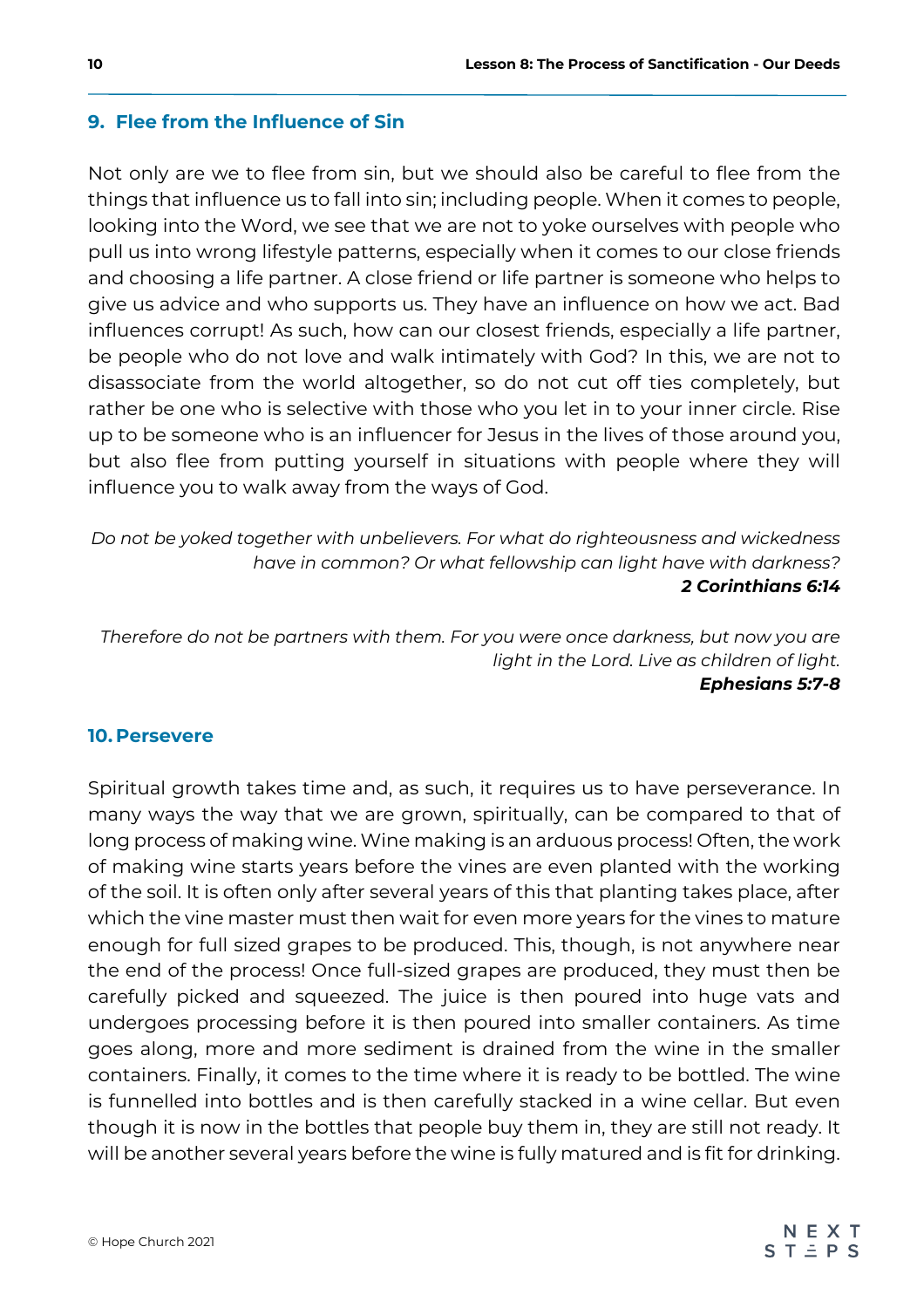## 9. Flee from the Influence of Sin

Not only are we to flee from sin, but we should also be careful to flee from the things that influence us to fall into sin; including people. When it comes to people, looking into the Word, we see that we are not to yoke ourselves with people who pull us into wrong lifestyle patterns, especially when it comes to our close friends and choosing a life partner. A close friend or life partner is someone who helps to give us advice and who supports us. They have an influence on how we act. Bad influences corrupt! As such, how can our closest friends, especially a life partner, be people who do not love and walk intimately with God? In this, we are not to disassociate from the world altogether, so do not cut off ties completely, but rather be one who is selective with those who you let in to your inner circle. Rise up to be someone who is an influencer for Jesus in the lives of those around you, but also flee from putting yourself in situations with people where they will influence you to walk away from the ways of God.

*Do not be yoked together with unbelievers. For what do righteousness and wickedness have in common? Or what fellowship can light have with darkness?*
***2 Corinthians 6:14***

*Therefore do not be partners with them. For you were once darkness, but now you are light in the Lord. Live as children of light.*
***Ephesians 5:7-8***

## 10. Persevere

Spiritual growth takes time and, as such, it requires us to have perseverance. In many ways the way that we are grown, spiritually, can be compared to that of long process of making wine. Wine making is an arduous process! Often, the work of making wine starts years before the vines are even planted with the working of the soil. It is often only after several years of this that planting takes place, after which the vine master must then wait for even more years for the vines to mature enough for full sized grapes to be produced. This, though, is not anywhere near the end of the process! Once full-sized grapes are produced, they must then be carefully picked and squeezed. The juice is then poured into huge vats and undergoes processing before it is then poured into smaller containers. As time goes along, more and more sediment is drained from the wine in the smaller containers. Finally, it comes to the time where it is ready to be bottled. The wine is funnelled into bottles and is then carefully stacked in a wine cellar. But even though it is now in the bottles that people buy them in, they are still not ready. It will be another several years before the wine is fully matured and is fit for drinking.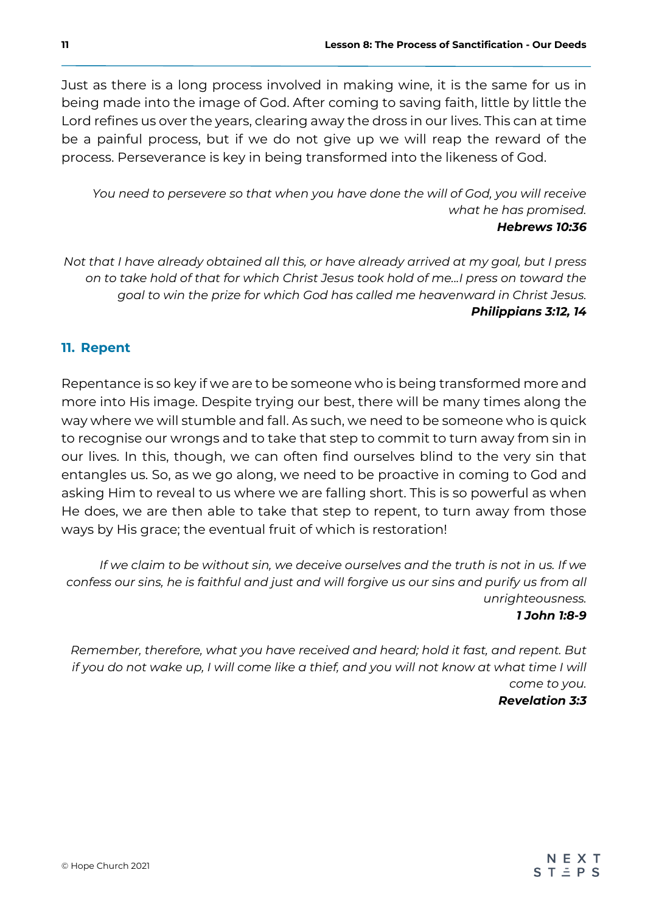Just as there is a long process involved in making wine, it is the same for us in being made into the image of God. After coming to saving faith, little by little the Lord refines us over the years, clearing away the dross in our lives. This can at time be a painful process, but if we do not give up we will reap the reward of the process. Perseverance is key in being transformed into the likeness of God.

*You need to persevere so that when you have done the will of God, you will receive what he has promised.*
***Hebrews 10:36***

*Not that I have already obtained all this, or have already arrived at my goal, but I press on to take hold of that for which Christ Jesus took hold of me…I press on toward the goal to win the prize for which God has called me heavenward in Christ Jesus.*
***Philippians 3:12, 14***

## 11. Repent

Repentance is so key if we are to be someone who is being transformed more and more into His image. Despite trying our best, there will be many times along the way where we will stumble and fall. As such, we need to be someone who is quick to recognise our wrongs and to take that step to commit to turn away from sin in our lives. In this, though, we can often find ourselves blind to the very sin that entangles us. So, as we go along, we need to be proactive in coming to God and asking Him to reveal to us where we are falling short. This is so powerful as when He does, we are then able to take that step to repent, to turn away from those ways by His grace; the eventual fruit of which is restoration!

*If we claim to be without sin, we deceive ourselves and the truth is not in us. If we confess our sins, he is faithful and just and will forgive us our sins and purify us from all unrighteousness.*
***1 John 1:8-9***

*Remember, therefore, what you have received and heard; hold it fast, and repent. But if you do not wake up, I will come like a thief, and you will not know at what time I will come to you.*
***Revelation 3:3***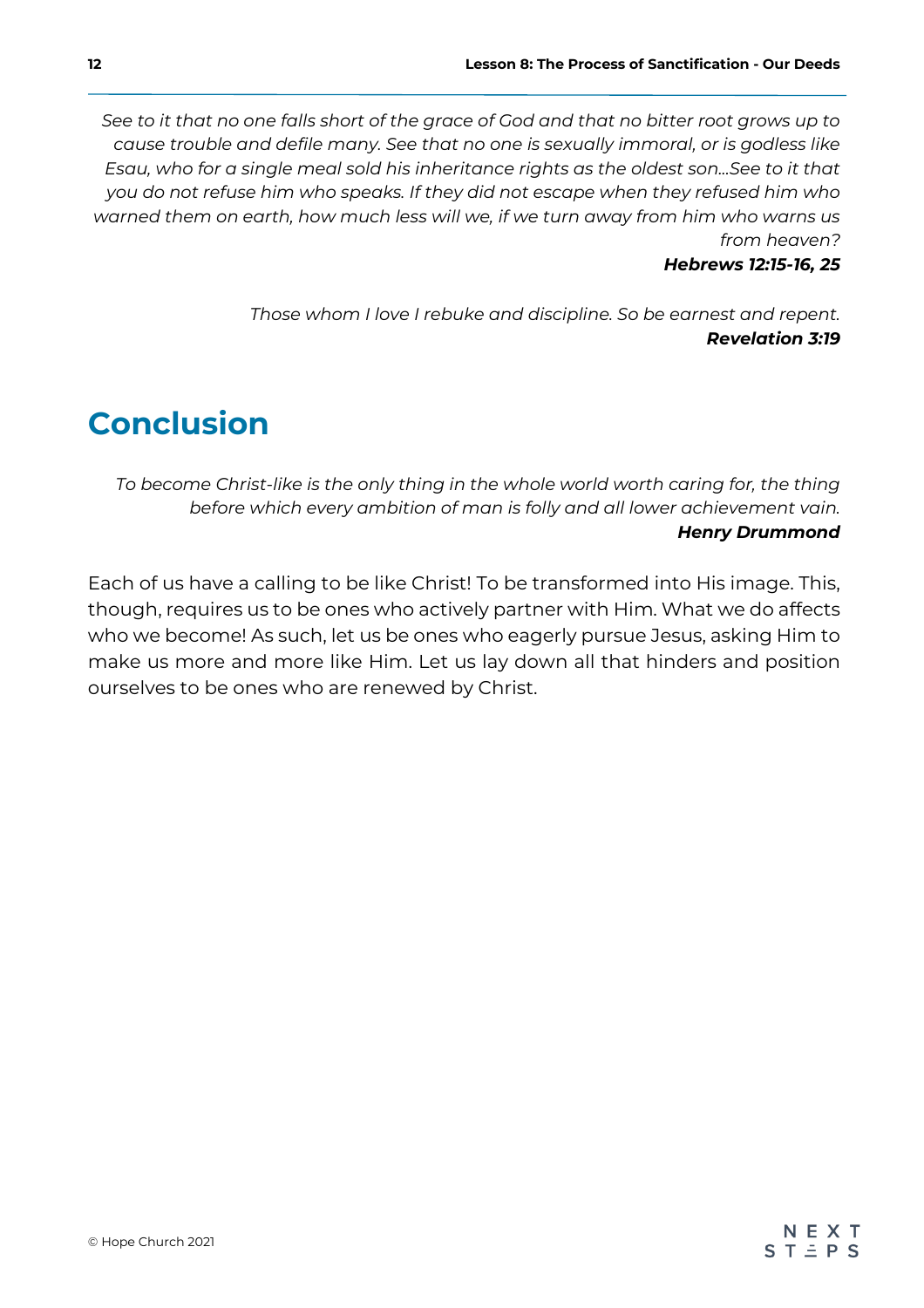*See to it that no one falls short of the grace of God and that no bitter root grows up to cause trouble and defile many. See that no one is sexually immoral, or is godless like Esau, who for a single meal sold his inheritance rights as the oldest son...See to it that you do not refuse him who speaks. If they did not escape when they refused him who warned them on earth, how much less will we, if we turn away from him who warns us from heaven?*
***Hebrews 12:15-16, 25***

*Those whom I love I rebuke and discipline. So be earnest and repent.*
***Revelation 3:19***

## Conclusion

*To become Christ-like is the only thing in the whole world worth caring for, the thing before which every ambition of man is folly and all lower achievement vain.*
***Henry Drummond***

Each of us have a calling to be like Christ! To be transformed into His image. This, though, requires us to be ones who actively partner with Him. What we do affects who we become! As such, let us be ones who eagerly pursue Jesus, asking Him to make us more and more like Him. Let us lay down all that hinders and position ourselves to be ones who are renewed by Christ.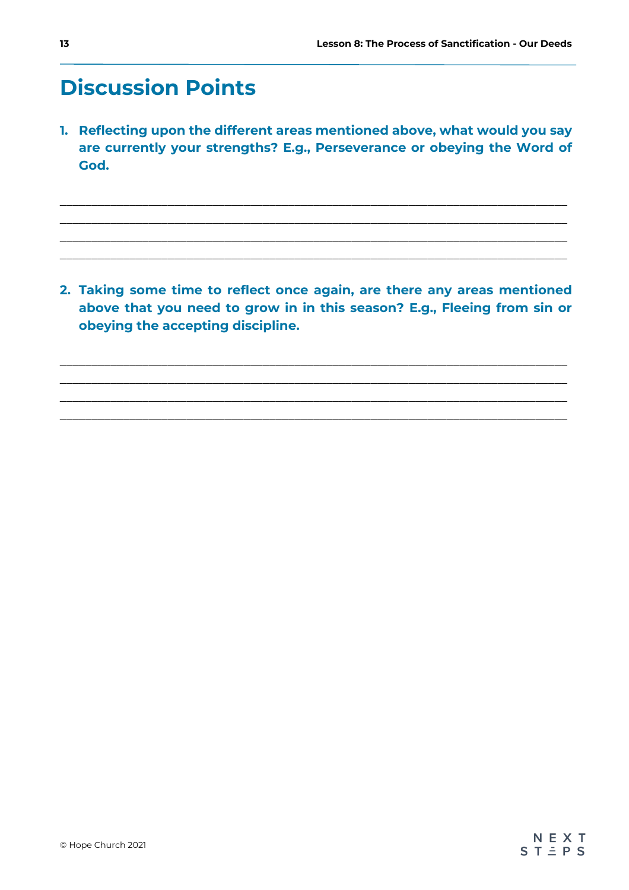# Discussion Points

1. **Reflecting upon the different areas mentioned above, what would you say are currently your strengths? E.g., Perseverance or obeying the Word of God.**

_______________________________________________________________________________
_______________________________________________________________________________
_______________________________________________________________________________
_______________________________________________________________________________

2. **Taking some time to reflect once again, are there any areas mentioned above that you need to grow in in this season? E.g., Fleeing from sin or obeying the accepting discipline.**

_______________________________________________________________________________
_______________________________________________________________________________
_______________________________________________________________________________
_______________________________________________________________________________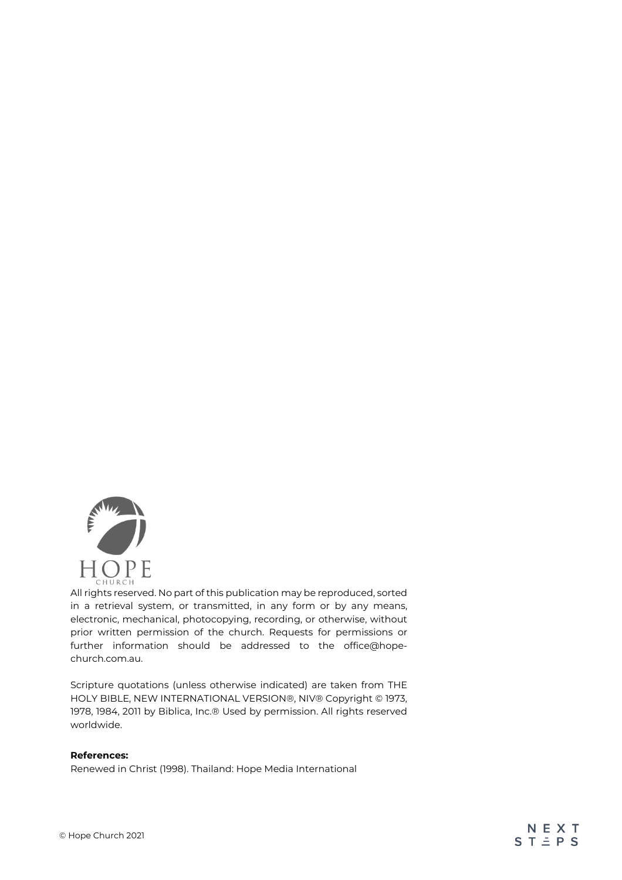HOPE

CHURCH

All rights reserved. No part of this publication may be reproduced, sorted in a retrieval system, or transmitted, in any form or by any means, electronic, mechanical, photocopying, recording, or otherwise, without prior written permission of the church. Requests for permissions or further information should be addressed to the office@hope-church.com.au.

Scripture quotations (unless otherwise indicated) are taken from THE HOLY BIBLE, NEW INTERNATIONAL VERSION®, NIV® Copyright © 1973, 1978, 1984, 2011 by Biblica, Inc.® Used by permission. All rights reserved worldwide.

**References:**

Renewed in Christ (1998). Thailand: Hope Media International

© Hope Church 2021